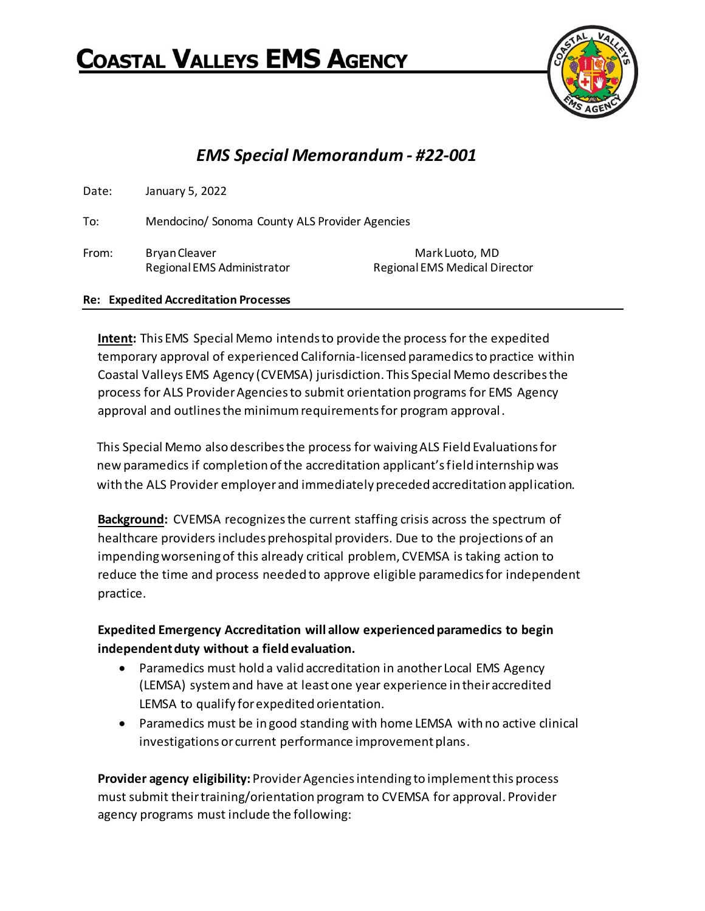# Coastal Valleys EMS Agency

## *EMS Special Memorandum - #22-001*

Date: January 5, 2022

To: Mendocino/ Sonoma County ALS Provider Agencies

From: Bryan Cleaver, Regional EMS Administrator; Mark Luoto, MD, Regional EMS Medical Director

**Re: Expedited Accreditation Processes**

**Intent:** This EMS Special Memo intends to provide the process for the expedited temporary approval of experienced California-licensed paramedics to practice within Coastal Valleys EMS Agency (CVEMSA) jurisdiction. This Special Memo describes the process for ALS Provider Agencies to submit orientation programs for EMS Agency approval and outlines the minimum requirements for program approval.

This Special Memo also describes the process for waiving ALS Field Evaluations for new paramedics if completion of the accreditation applicant's field internship was with the ALS Provider employer and immediately preceded accreditation application.

**Background:** CVEMSA recognizes the current staffing crisis across the spectrum of healthcare providers includes prehospital providers. Due to the projections of an impending worsening of this already critical problem, CVEMSA is taking action to reduce the time and process needed to approve eligible paramedics for independent practice.

**Expedited Emergency Accreditation will allow experienced paramedics to begin independent duty without a field evaluation.**

- Paramedics must hold a valid accreditation in another Local EMS Agency (LEMSA) system and have at least one year experience in their accredited LEMSA to qualify for expedited orientation.
- Paramedics must be in good standing with home LEMSA with no active clinical investigations or current performance improvement plans.

**Provider agency eligibility:** Provider Agencies intending to implement this process must submit their training/orientation program to CVEMSA for approval. Provider agency programs must include the following: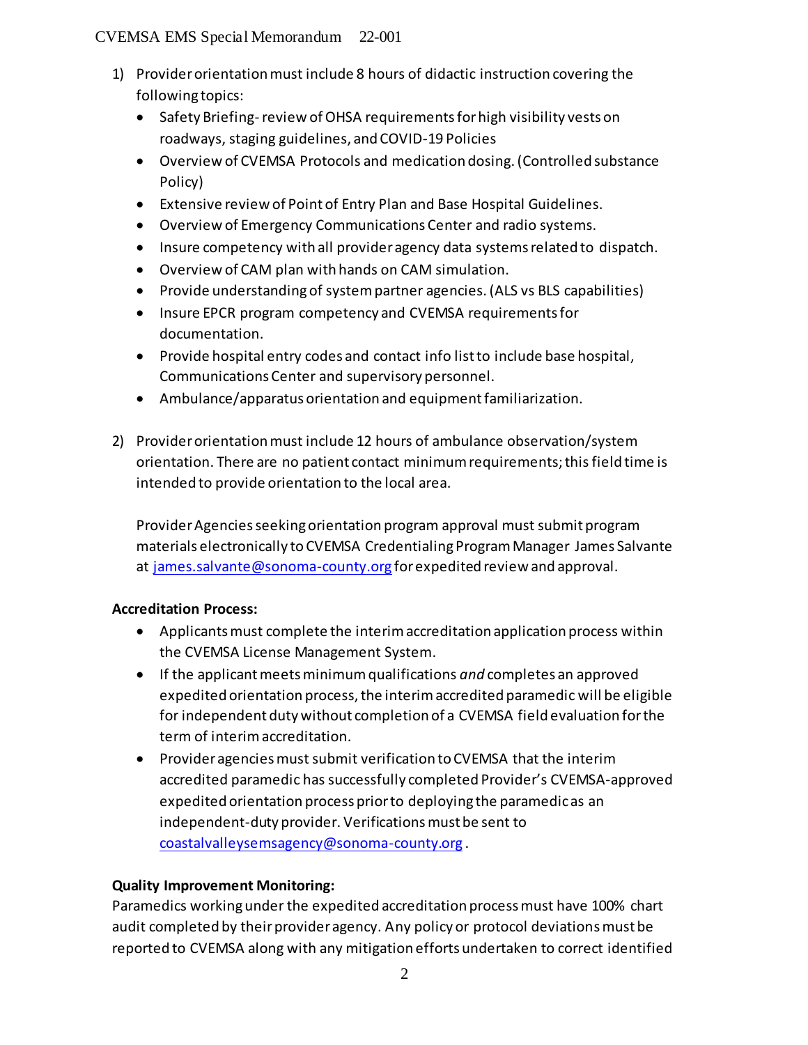1) Provider orientation must include 8 hours of didactic instruction covering the following topics:
   - Safety Briefing- review of OHSA requirements for high visibility vests on roadways, staging guidelines, and COVID-19 Policies
   - Overview of CVEMSA Protocols and medication dosing. (Controlled substance Policy)
   - Extensive review of Point of Entry Plan and Base Hospital Guidelines.
   - Overview of Emergency Communications Center and radio systems.
   - Insure competency with all provider agency data systems related to dispatch.
   - Overview of CAM plan with hands on CAM simulation.
   - Provide understanding of system partner agencies. (ALS vs BLS capabilities)
   - Insure EPCR program competency and CVEMSA requirements for documentation.
   - Provide hospital entry codes and contact info list to include base hospital, Communications Center and supervisory personnel.
   - Ambulance/apparatus orientation and equipment familiarization.

2) Provider orientation must include 12 hours of ambulance observation/system orientation. There are no patient contact minimum requirements; this field time is intended to provide orientation to the local area.

   Provider Agencies seeking orientation program approval must submit program materials electronically to CVEMSA Credentialing Program Manager James Salvante at james.salvante@sonoma-county.org for expedited review and approval.

**Accreditation Process:**

- Applicants must complete the interim accreditation application process within the CVEMSA License Management System.
- If the applicant meets minimum qualifications *and* completes an approved expedited orientation process, the interim accredited paramedic will be eligible for independent duty without completion of a CVEMSA field evaluation for the term of interim accreditation.
- Provider agencies must submit verification to CVEMSA that the interim accredited paramedic has successfully completed Provider's CVEMSA-approved expedited orientation process prior to deploying the paramedic as an independent-duty provider. Verifications must be sent to coastalvalleysemsagency@sonoma-county.org .

**Quality Improvement Monitoring:**

Paramedics working under the expedited accreditation process must have 100% chart audit completed by their provider agency. Any policy or protocol deviations must be reported to CVEMSA along with any mitigation efforts undertaken to correct identified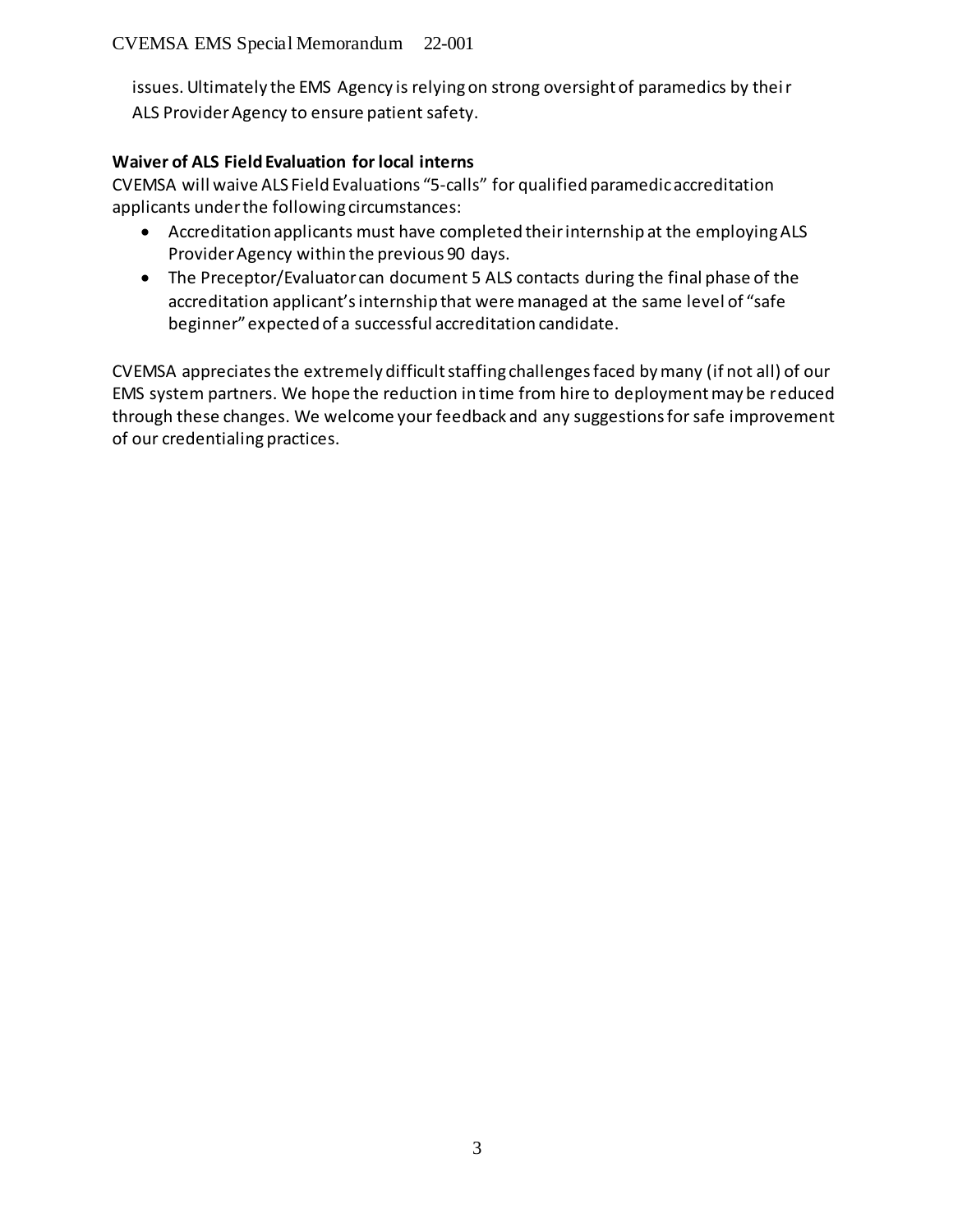issues. Ultimately the EMS Agency is relying on strong oversight of paramedics by their ALS Provider Agency to ensure patient safety.

**Waiver of ALS Field Evaluation for local interns**

CVEMSA will waive ALS Field Evaluations "5-calls" for qualified paramedic accreditation applicants under the following circumstances:

- Accreditation applicants must have completed their internship at the employing ALS Provider Agency within the previous 90 days.
- The Preceptor/Evaluator can document 5 ALS contacts during the final phase of the accreditation applicant's internship that were managed at the same level of "safe beginner" expected of a successful accreditation candidate.

CVEMSA appreciates the extremely difficult staffing challenges faced by many (if not all) of our EMS system partners. We hope the reduction in time from hire to deployment may be reduced through these changes. We welcome your feedback and any suggestions for safe improvement of our credentialing practices.